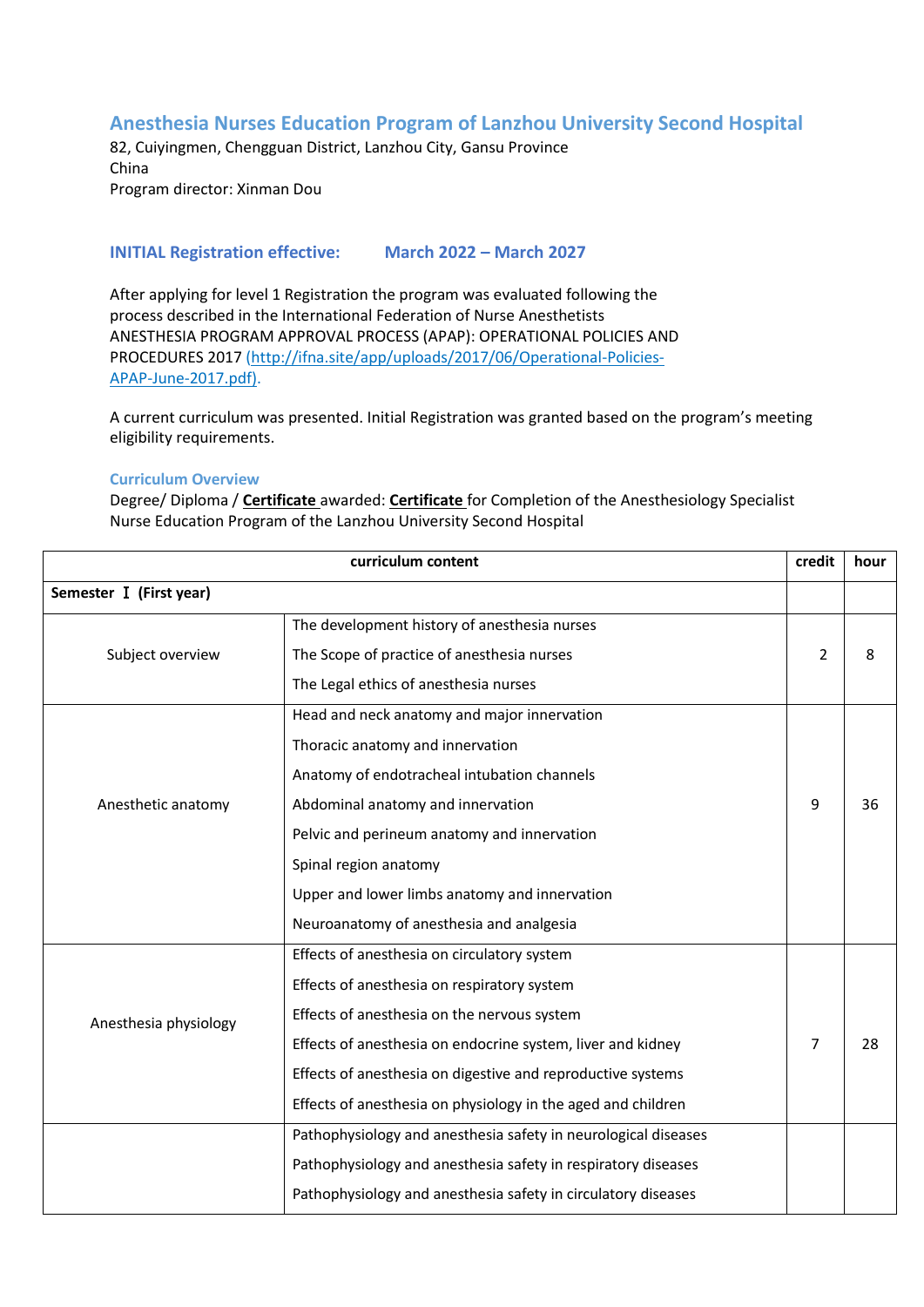## Anesthesia Nurses Education Program of Lanzhou University Second Hospital

82, Cuiyingmen, Chengguan District, Lanzhou City, Gansu Province
China
Program director: Xinman Dou

### INITIAL Registration effective: March 2022 – March 2027

After applying for level 1 Registration the program was evaluated following the process described in the International Federation of Nurse Anesthetists ANESTHESIA PROGRAM APPROVAL PROCESS (APAP): OPERATIONAL POLICIES AND PROCEDURES 2017 (http://ifna.site/app/uploads/2017/06/Operational-Policies-APAP-June-2017.pdf).

A current curriculum was presented. Initial Registration was granted based on the program's meeting eligibility requirements.

#### Curriculum Overview

Degree/ Diploma / **Certificate** awarded: **Certificate** for Completion of the Anesthesiology Specialist Nurse Education Program of the Lanzhou University Second Hospital

| curriculum content | | credit | hour |
|---|---|---|---|
| **Semester Ⅰ (First year)** | | | |
| Subject overview | The development history of anesthesia nurses<br>The Scope of practice of anesthesia nurses<br>The Legal ethics of anesthesia nurses | 2 | 8 |
| Anesthetic anatomy | Head and neck anatomy and major innervation<br>Thoracic anatomy and innervation<br>Anatomy of endotracheal intubation channels<br>Abdominal anatomy and innervation<br>Pelvic and perineum anatomy and innervation<br>Spinal region anatomy<br>Upper and lower limbs anatomy and innervation<br>Neuroanatomy of anesthesia and analgesia | 9 | 36 |
| Anesthesia physiology | Effects of anesthesia on circulatory system<br>Effects of anesthesia on respiratory system<br>Effects of anesthesia on the nervous system<br>Effects of anesthesia on endocrine system, liver and kidney<br>Effects of anesthesia on digestive and reproductive systems<br>Effects of anesthesia on physiology in the aged and children | 7 | 28 |
| | Pathophysiology and anesthesia safety in neurological diseases<br>Pathophysiology and anesthesia safety in respiratory diseases<br>Pathophysiology and anesthesia safety in circulatory diseases | | |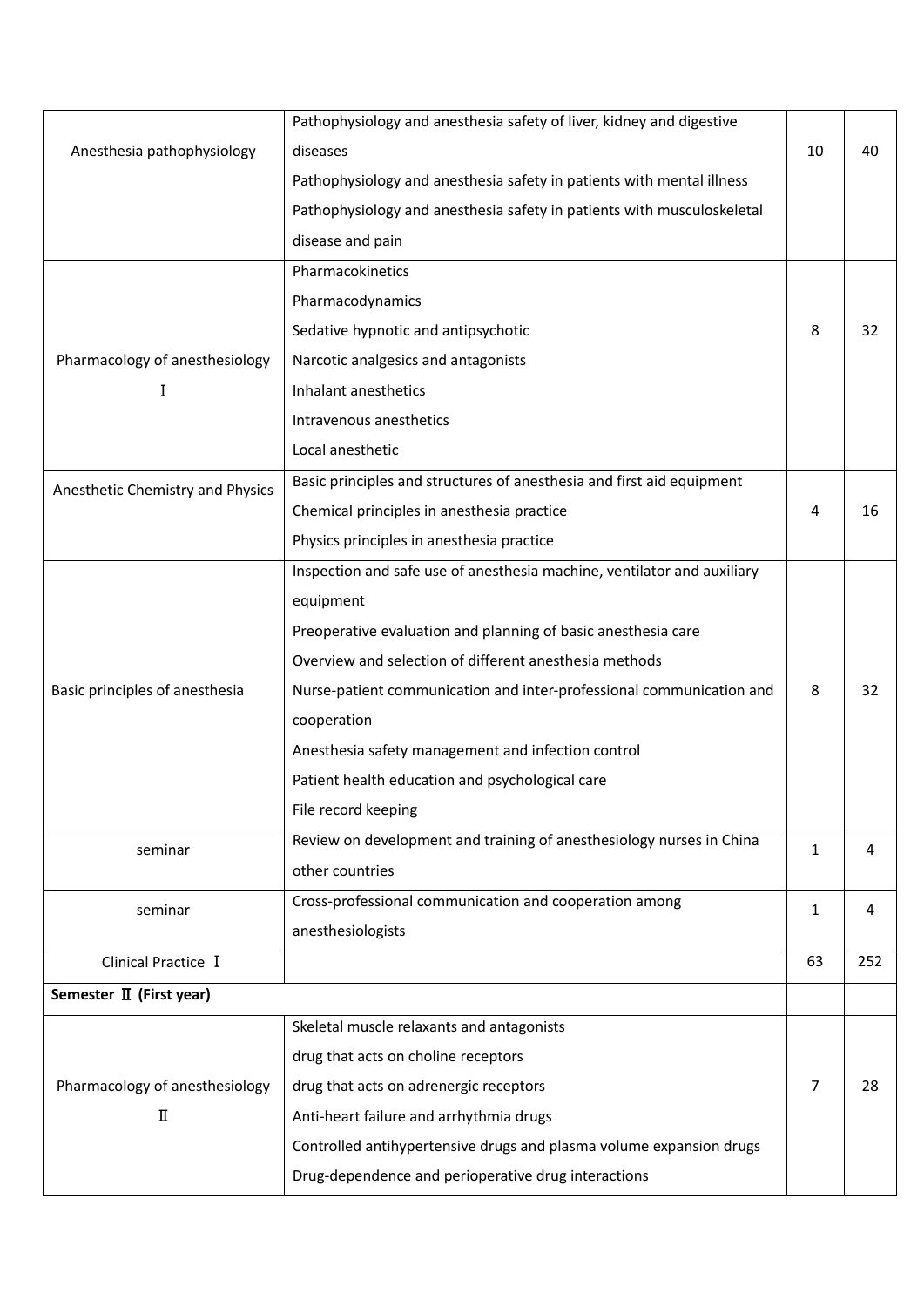| | | | |
|---|---|---|---|
| Anesthesia pathophysiology | Pathophysiology and anesthesia safety of liver, kidney and digestive diseases<br>Pathophysiology and anesthesia safety in patients with mental illness<br>Pathophysiology and anesthesia safety in patients with musculoskeletal disease and pain | 10 | 40 |
| Pharmacology of anesthesiology Ⅰ | Pharmacokinetics<br>Pharmacodynamics<br>Sedative hypnotic and antipsychotic<br>Narcotic analgesics and antagonists<br>Inhalant anesthetics<br>Intravenous anesthetics<br>Local anesthetic | 8 | 32 |
| Anesthetic Chemistry and Physics | Basic principles and structures of anesthesia and first aid equipment<br>Chemical principles in anesthesia practice<br>Physics principles in anesthesia practice | 4 | 16 |
| Basic principles of anesthesia | Inspection and safe use of anesthesia machine, ventilator and auxiliary equipment<br>Preoperative evaluation and planning of basic anesthesia care<br>Overview and selection of different anesthesia methods<br>Nurse-patient communication and inter-professional communication and cooperation<br>Anesthesia safety management and infection control<br>Patient health education and psychological care<br>File record keeping | 8 | 32 |
| seminar | Review on development and training of anesthesiology nurses in China other countries | 1 | 4 |
| seminar | Cross-professional communication and cooperation among anesthesiologists | 1 | 4 |
| Clinical Practice Ⅰ | | 63 | 252 |
| **Semester Ⅱ (First year)** | | | |
| Pharmacology of anesthesiology Ⅱ | Skeletal muscle relaxants and antagonists<br>drug that acts on choline receptors<br>drug that acts on adrenergic receptors<br>Anti-heart failure and arrhythmia drugs<br>Controlled antihypertensive drugs and plasma volume expansion drugs<br>Drug-dependence and perioperative drug interactions | 7 | 28 |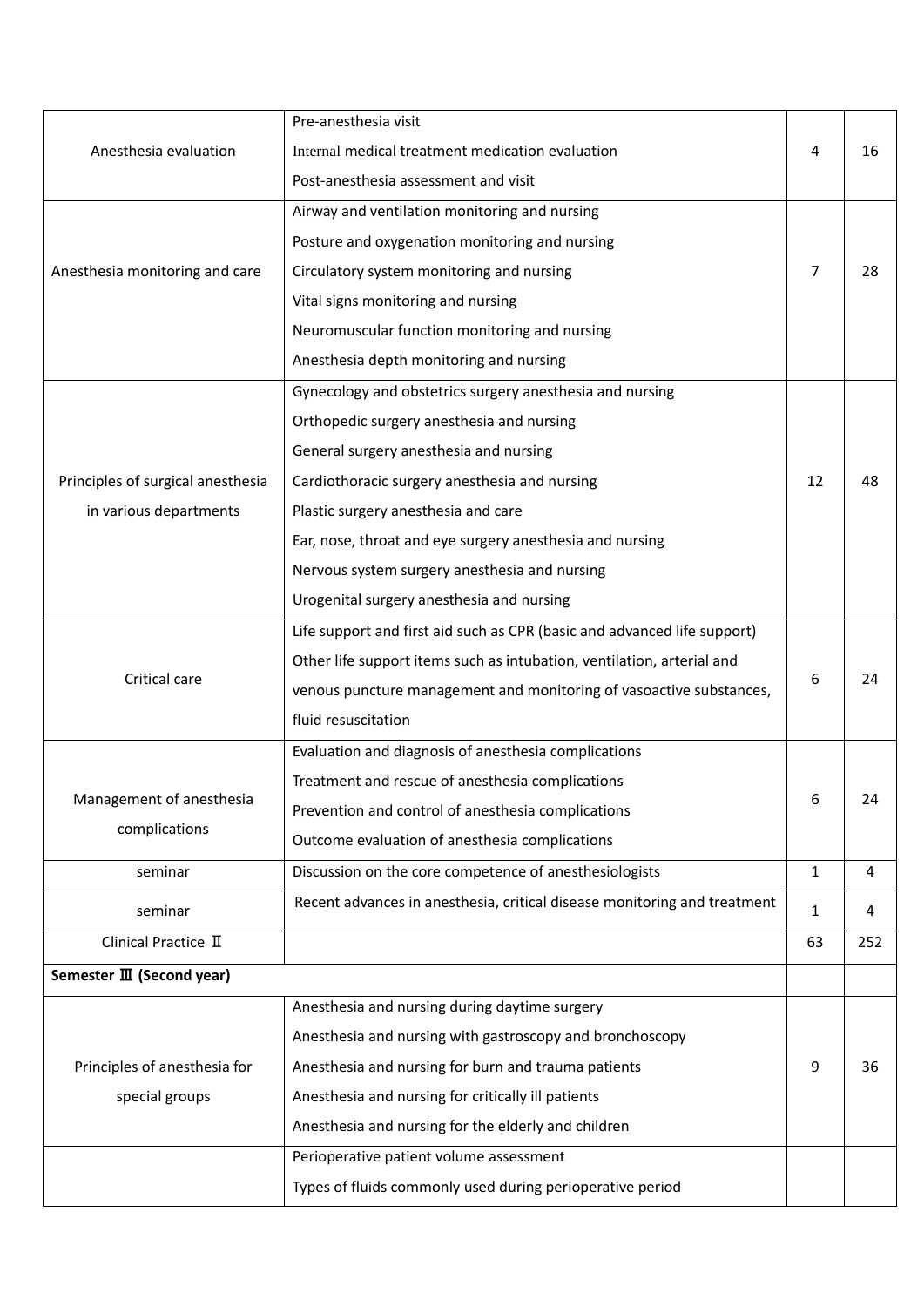| | | | |
|---|---|---|---|
| Anesthesia evaluation | Pre-anesthesia visit<br>Internal medical treatment medication evaluation<br>Post-anesthesia assessment and visit | 4 | 16 |
| Anesthesia monitoring and care | Airway and ventilation monitoring and nursing<br>Posture and oxygenation monitoring and nursing<br>Circulatory system monitoring and nursing<br>Vital signs monitoring and nursing<br>Neuromuscular function monitoring and nursing<br>Anesthesia depth monitoring and nursing | 7 | 28 |
| Principles of surgical anesthesia in various departments | Gynecology and obstetrics surgery anesthesia and nursing<br>Orthopedic surgery anesthesia and nursing<br>General surgery anesthesia and nursing<br>Cardiothoracic surgery anesthesia and nursing<br>Plastic surgery anesthesia and care<br>Ear, nose, throat and eye surgery anesthesia and nursing<br>Nervous system surgery anesthesia and nursing<br>Urogenital surgery anesthesia and nursing | 12 | 48 |
| Critical care | Life support and first aid such as CPR (basic and advanced life support)<br>Other life support items such as intubation, ventilation, arterial and venous puncture management and monitoring of vasoactive substances, fluid resuscitation | 6 | 24 |
| Management of anesthesia complications | Evaluation and diagnosis of anesthesia complications<br>Treatment and rescue of anesthesia complications<br>Prevention and control of anesthesia complications<br>Outcome evaluation of anesthesia complications | 6 | 24 |
| seminar | Discussion on the core competence of anesthesiologists | 1 | 4 |
| seminar | Recent advances in anesthesia, critical disease monitoring and treatment | 1 | 4 |
| Clinical Practice Ⅱ | | 63 | 252 |
| **Semester Ⅲ (Second year)** | | | |
| Principles of anesthesia for special groups | Anesthesia and nursing during daytime surgery<br>Anesthesia and nursing with gastroscopy and bronchoscopy<br>Anesthesia and nursing for burn and trauma patients<br>Anesthesia and nursing for critically ill patients<br>Anesthesia and nursing for the elderly and children | 9 | 36 |
| | Perioperative patient volume assessment<br>Types of fluids commonly used during perioperative period | | |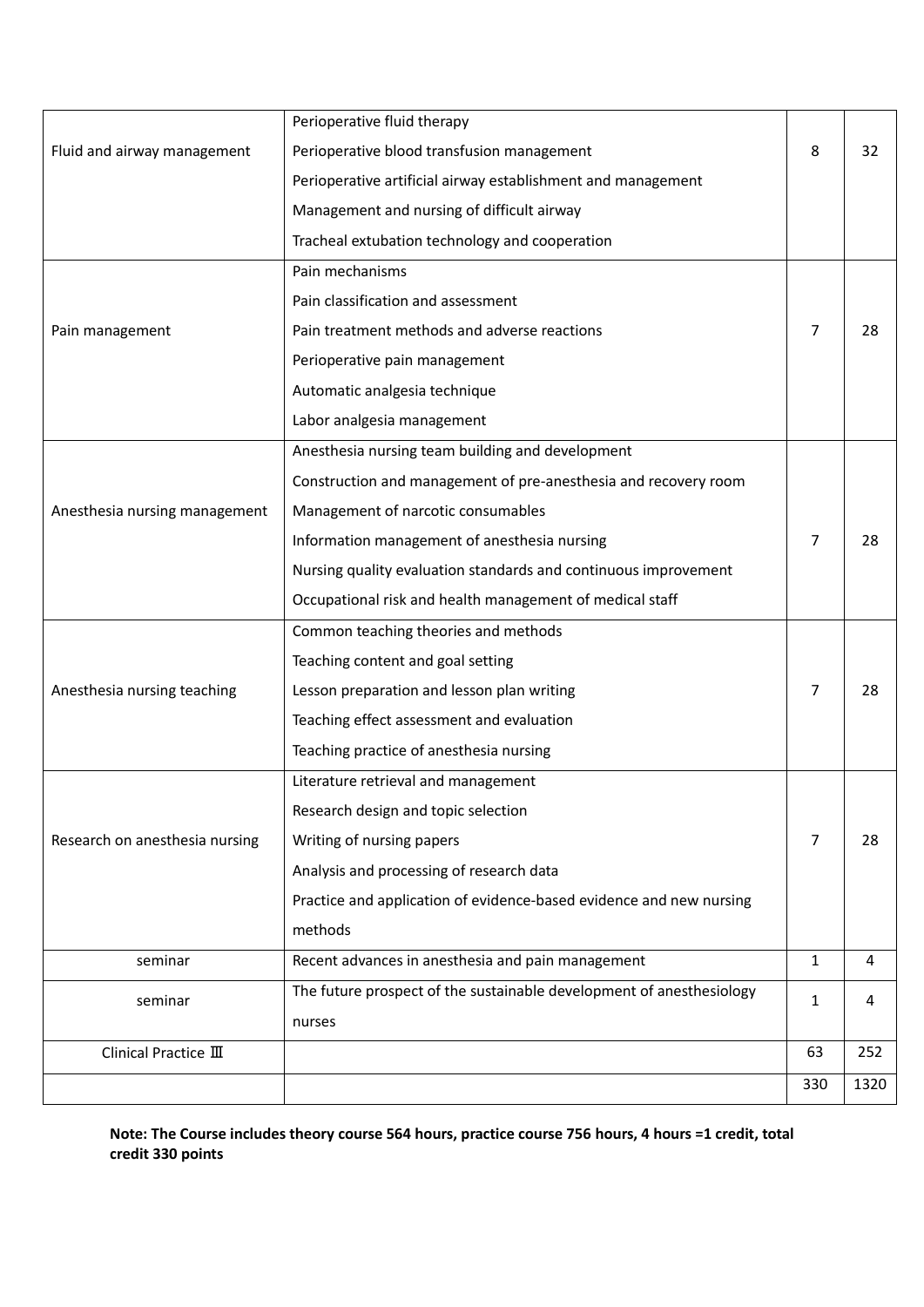| | | | |
|---|---|---|---|
| Fluid and airway management | Perioperative fluid therapy<br>Perioperative blood transfusion management<br>Perioperative artificial airway establishment and management<br>Management and nursing of difficult airway<br>Tracheal extubation technology and cooperation | 8 | 32 |
| Pain management | Pain mechanisms<br>Pain classification and assessment<br>Pain treatment methods and adverse reactions<br>Perioperative pain management<br>Automatic analgesia technique<br>Labor analgesia management | 7 | 28 |
| Anesthesia nursing management | Anesthesia nursing team building and development<br>Construction and management of pre-anesthesia and recovery room<br>Management of narcotic consumables<br>Information management of anesthesia nursing<br>Nursing quality evaluation standards and continuous improvement<br>Occupational risk and health management of medical staff | 7 | 28 |
| Anesthesia nursing teaching | Common teaching theories and methods<br>Teaching content and goal setting<br>Lesson preparation and lesson plan writing<br>Teaching effect assessment and evaluation<br>Teaching practice of anesthesia nursing | 7 | 28 |
| Research on anesthesia nursing | Literature retrieval and management<br>Research design and topic selection<br>Writing of nursing papers<br>Analysis and processing of research data<br>Practice and application of evidence-based evidence and new nursing methods | 7 | 28 |
| seminar | Recent advances in anesthesia and pain management | 1 | 4 |
| seminar | The future prospect of the sustainable development of anesthesiology nurses | 1 | 4 |
| Clinical Practice Ⅲ | | 63 | 252 |
| | | 330 | 1320 |

**Note: The Course includes theory course 564 hours, practice course 756 hours, 4 hours =1 credit, total credit 330 points**